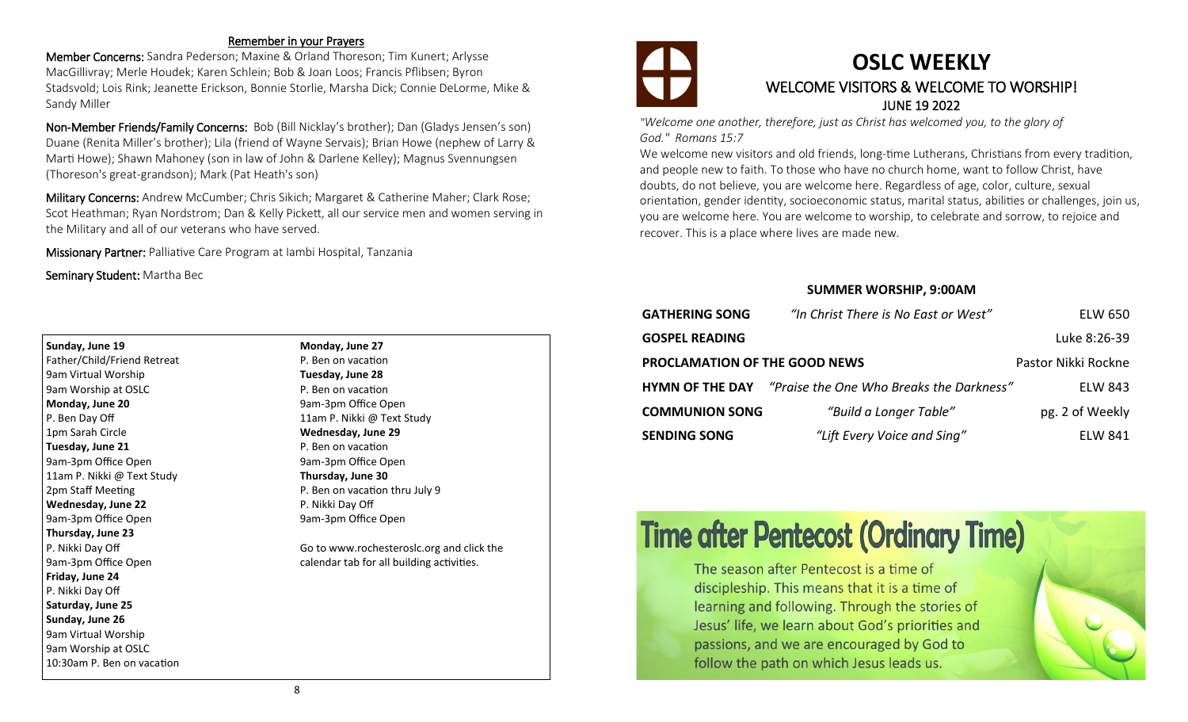## Remember in your Prayers

**Member Concerns:** Sandra Pederson; Maxine & Orland Thoreson; Tim Kunert; Arlysse MacGillivray; Merle Houdek; Karen Schlein; Bob & Joan Loos; Francis Pflibsen; Byron Stadsvold; Lois Rink; Jeanette Erickson, Bonnie Storlie, Marsha Dick; Connie DeLorme, Mike & Sandy Miller

**Non-Member Friends/Family Concerns:** Bob (Bill Nicklay's brother); Dan (Gladys Jensen's son) Duane (Renita Miller's brother); Lila (friend of Wayne Servais); Brian Howe (nephew of Larry & Marti Howe); Shawn Mahoney (son in law of John & Darlene Kelley); Magnus Svennungsen (Thoreson's great-grandson); Mark (Pat Heath's son)

**Military Concerns:** Andrew McCumber; Chris Sikich; Margaret & Catherine Maher; Clark Rose; Scot Heathman; Ryan Nordstrom; Dan & Kelly Pickett, all our service men and women serving in the Military and all of our veterans who have served.

**Missionary Partner:** Palliative Care Program at Iambi Hospital, Tanzania

**Seminary Student:** Martha Bec

**Sunday, June 19**
Father/Child/Friend Retreat
9am Virtual Worship
9am Worship at OSLC

**Monday, June 20**
P. Ben Day Off
1pm Sarah Circle

**Tuesday, June 21**
9am-3pm Office Open
11am P. Nikki @ Text Study
2pm Staff Meeting

**Wednesday, June 22**
9am-3pm Office Open

**Thursday, June 23**
P. Nikki Day Off
9am-3pm Office Open

**Friday, June 24**
P. Nikki Day Off

**Saturday, June 25**

**Sunday, June 26**
9am Virtual Worship
9am Worship at OSLC
10:30am P. Ben on vacation

**Monday, June 27**
P. Ben on vacation

**Tuesday, June 28**
P. Ben on vacation
9am-3pm Office Open
11am P. Nikki @ Text Study

**Wednesday, June 29**
P. Ben on vacation
9am-3pm Office Open

**Thursday, June 30**
P. Ben on vacation thru July 9
P. Nikki Day Off
9am-3pm Office Open

Go to www.rochesteroslc.org and click the calendar tab for all building activities.

# OSLC WEEKLY

## WELCOME VISITORS & WELCOME TO WORSHIP!

### JUNE 19 2022

*"Welcome one another, therefore, just as Christ has welcomed you, to the glory of God." Romans 15:7*

We welcome new visitors and old friends, long-time Lutherans, Christians from every tradition, and people new to faith. To those who have no church home, want to follow Christ, have doubts, do not believe, you are welcome here. Regardless of age, color, culture, sexual orientation, gender identity, socioeconomic status, marital status, abilities or challenges, join us, you are welcome here. You are welcome to worship, to celebrate and sorrow, to rejoice and recover. This is a place where lives are made new.

### SUMMER WORSHIP, 9:00AM

| | | |
|---|---|---|
| **GATHERING SONG** | *"In Christ There is No East or West"* | ELW 650 |
| **GOSPEL READING** | | Luke 8:26-39 |
| **PROCLAMATION OF THE GOOD NEWS** | | Pastor Nikki Rockne |
| **HYMN OF THE DAY** | *"Praise the One Who Breaks the Darkness"* | ELW 843 |
| **COMMUNION SONG** | *"Build a Longer Table"* | pg. 2 of Weekly |
| **SENDING SONG** | *"Lift Every Voice and Sing"* | ELW 841 |

## Time after Pentecost (Ordinary Time)

The season after Pentecost is a time of discipleship. This means that it is a time of learning and following. Through the stories of Jesus' life, we learn about God's priorities and passions, and we are encouraged by God to follow the path on which Jesus leads us.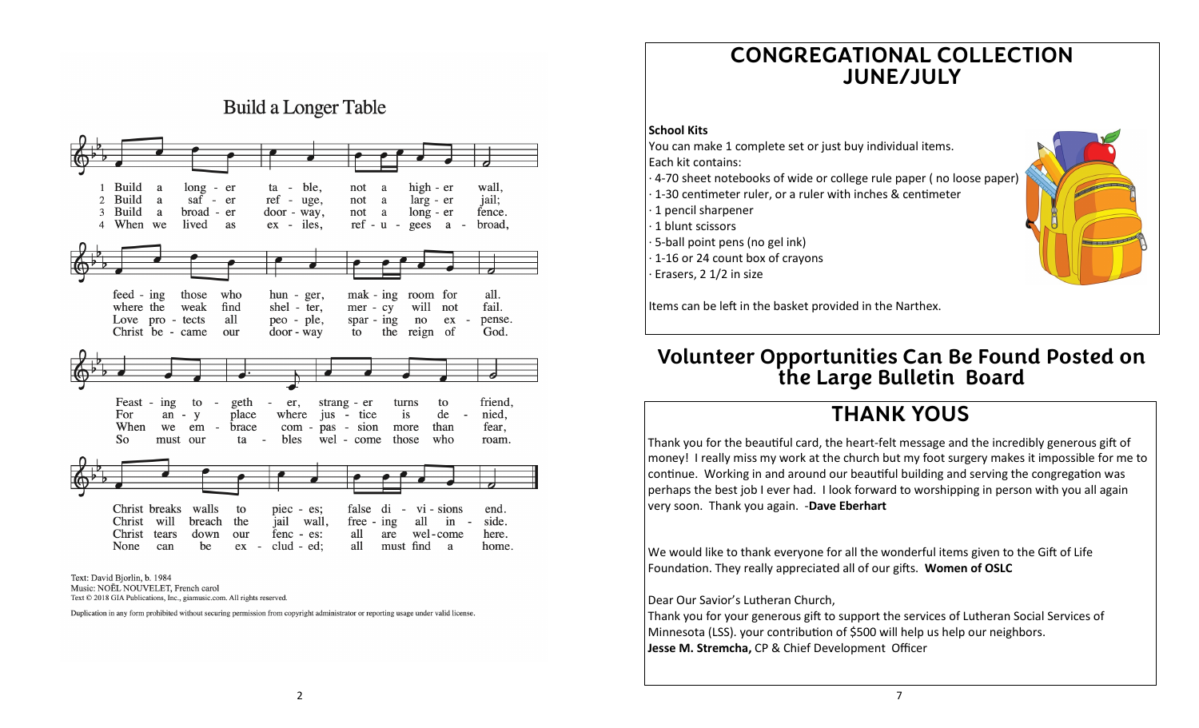# Build a Longer Table

1 Build a longer table, not a higher wall, feeding those who hunger, making room for all. Feasting together, stranger turns to friend, Christ breaks walls to pieces; false divisions end.

2 Build a safer refuge, not a larger jail; where the weak find shelter, mercy will not fail. For any place where justice is denied, Christ will breach the jail wall, freeing all inside.

3 Build a broader doorway, not a longer fence. Love protects all people, sparing no expense. When we embrace compassion more than fear, Christ tears down our fences: all are welcome here.

4 When we lived as exiles, refugees abroad, Christ became our doorway to the reign of God. So must our tables welcome those who roam. None can be excluded; all must find a home.

Text: David Bjorlin, b. 1984
Music: NOËL NOUVELET, French carol
Text © 2018 GIA Publications, Inc., giamusic.com. All rights reserved.

Duplication in any form prohibited without securing permission from copyright administrator or reporting usage under valid license.

# CONGREGATIONAL COLLECTION JUNE/JULY

**School Kits**

You can make 1 complete set or just buy individual items.
Each kit contains:

- 4-70 sheet notebooks of wide or college rule paper ( no loose paper)
- 1-30 centimeter ruler, or a ruler with inches & centimeter
- 1 pencil sharpener
- 1 blunt scissors
- 5-ball point pens (no gel ink)
- 1-16 or 24 count box of crayons
- Erasers, 2 1/2 in size

Items can be left in the basket provided in the Narthex.

# Volunteer Opportunities Can Be Found Posted on the Large Bulletin Board

# THANK YOUS

Thank you for the beautiful card, the heart-felt message and the incredibly generous gift of money! I really miss my work at the church but my foot surgery makes it impossible for me to continue. Working in and around our beautiful building and serving the congregation was perhaps the best job I ever had. I look forward to worshipping in person with you all again very soon. Thank you again. -**Dave Eberhart**

We would like to thank everyone for all the wonderful items given to the Gift of Life Foundation. They really appreciated all of our gifts. **Women of OSLC**

Dear Our Savior's Lutheran Church,
Thank you for your generous gift to support the services of Lutheran Social Services of Minnesota (LSS). your contribution of $500 will help us help our neighbors.
**Jesse M. Stremcha,** CP & Chief Development Officer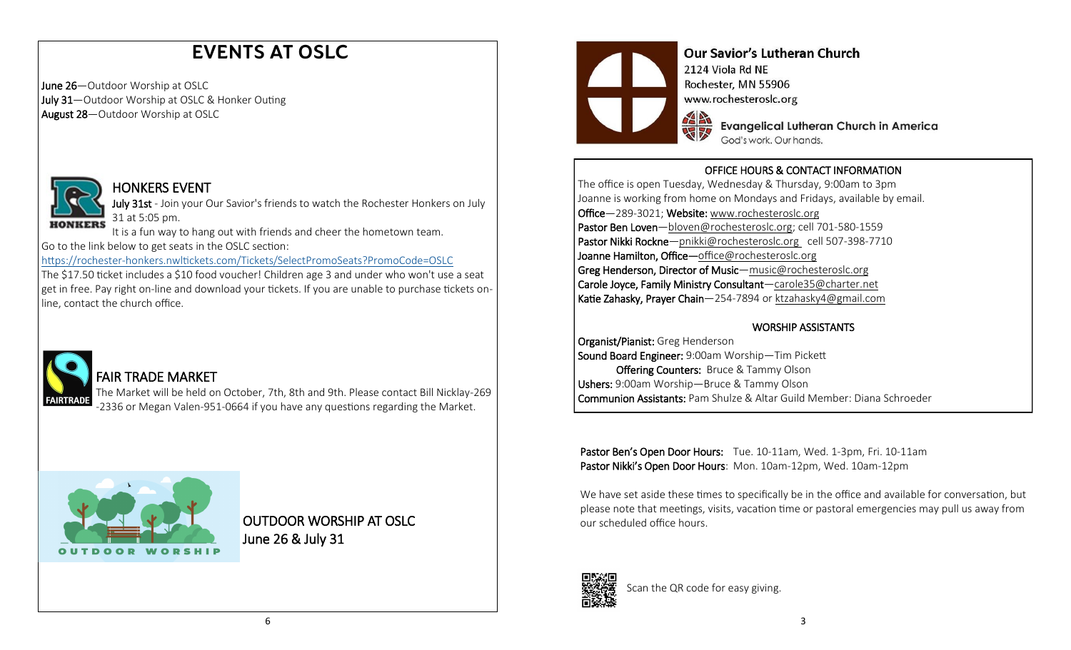# EVENTS AT OSLC

**June 26**—Outdoor Worship at OSLC
**July 31**—Outdoor Worship at OSLC & Honker Outing
**August 28**—Outdoor Worship at OSLC

## HONKERS EVENT

**July 31st** - Join your Our Savior's friends to watch the Rochester Honkers on July 31 at 5:05 pm.

It is a fun way to hang out with friends and cheer the hometown team.

Go to the link below to get seats in the OSLC section:

https://rochester-honkers.nwltickets.com/Tickets/SelectPromoSeats?PromoCode=OSLC

The $17.50 ticket includes a $10 food voucher! Children age 3 and under who won't use a seat get in free. Pay right on-line and download your tickets. If you are unable to purchase tickets on-line, contact the church office.

## FAIR TRADE MARKET

The Market will be held on October, 7th, 8th and 9th. Please contact Bill Nicklay-269-2336 or Megan Valen-951-0664 if you have any questions regarding the Market.

## OUTDOOR WORSHIP AT OSLC

June 26 & July 31

---

**Our Savior's Lutheran Church**
2124 Viola Rd NE
Rochester, MN 55906
www.rochesteroslc.org

**Evangelical Lutheran Church in America**
God's work. Our hands.

### OFFICE HOURS & CONTACT INFORMATION

The office is open Tuesday, Wednesday & Thursday, 9:00am to 3pm
Joanne is working from home on Mondays and Fridays, available by email.
**Office**—289-3021; **Website:** www.rochesteroslc.org
**Pastor Ben Loven**—bloven@rochesteroslc.org; cell 701-580-1559
**Pastor Nikki Rockne**—pnikki@rochesteroslc.org cell 507-398-7710
**Joanne Hamilton, Office**—office@rochesteroslc.org
**Greg Henderson, Director of Music**—music@rochesteroslc.org
**Carole Joyce, Family Ministry Consultant**—carole35@charter.net
**Katie Zahasky, Prayer Chain**—254-7894 or ktzahasky4@gmail.com

### WORSHIP ASSISTANTS

**Organist/Pianist:** Greg Henderson
**Sound Board Engineer:** 9:00am Worship—Tim Pickett
**Offering Counters:** Bruce & Tammy Olson
**Ushers:** 9:00am Worship—Bruce & Tammy Olson
**Communion Assistants:** Pam Shulze & Altar Guild Member: Diana Schroeder

**Pastor Ben's Open Door Hours:** Tue. 10-11am, Wed. 1-3pm, Fri. 10-11am
**Pastor Nikki's Open Door Hours**: Mon. 10am-12pm, Wed. 10am-12pm

We have set aside these times to specifically be in the office and available for conversation, but please note that meetings, visits, vacation time or pastoral emergencies may pull us away from our scheduled office hours.

Scan the QR code for easy giving.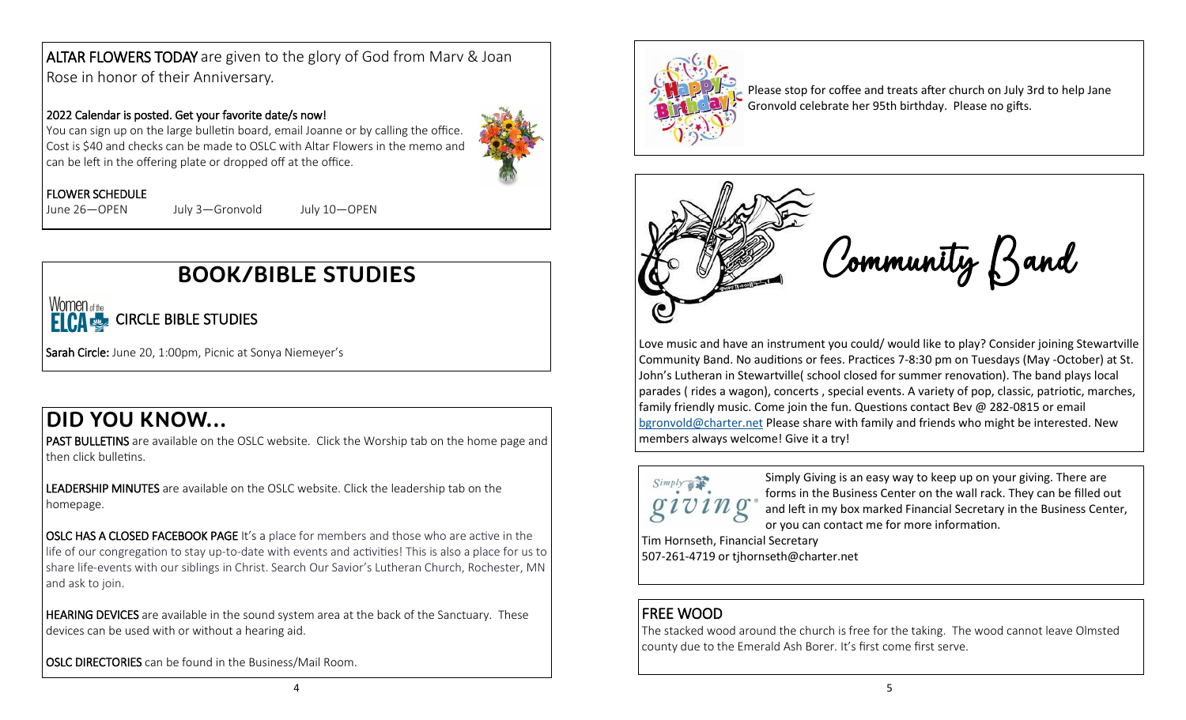**ALTAR FLOWERS TODAY** are given to the glory of God from Marv & Joan Rose in honor of their Anniversary.

**2022 Calendar is posted. Get your favorite date/s now!**

You can sign up on the large bulletin board, email Joanne or by calling the office. Cost is $40 and checks can be made to OSLC with Altar Flowers in the memo and can be left in the offering plate or dropped off at the office.

**FLOWER SCHEDULE**

June 26—OPEN July 3—Gronvold July 10—OPEN

# BOOK/BIBLE STUDIES

Women of the ELCA CIRCLE BIBLE STUDIES

**Sarah Circle:** June 20, 1:00pm, Picnic at Sonya Niemeyer's

# DID YOU KNOW...

**PAST BULLETINS** are available on the OSLC website. Click the Worship tab on the home page and then click bulletins.

**LEADERSHIP MINUTES** are available on the OSLC website. Click the leadership tab on the homepage.

**OSLC HAS A CLOSED FACEBOOK PAGE** It's a place for members and those who are active in the life of our congregation to stay up-to-date with events and activities! This is also a place for us to share life-events with our siblings in Christ. Search Our Savior's Lutheran Church, Rochester, MN and ask to join.

**HEARING DEVICES** are available in the sound system area at the back of the Sanctuary. These devices can be used with or without a hearing aid.

**OSLC DIRECTORIES** can be found in the Business/Mail Room.

Please stop for coffee and treats after church on July 3rd to help Jane Gronvold celebrate her 95th birthday. Please no gifts.

# Community Band

Love music and have an instrument you could/ would like to play? Consider joining Stewartville Community Band. No auditions or fees. Practices 7-8:30 pm on Tuesdays (May -October) at St. John's Lutheran in Stewartville( school closed for summer renovation). The band plays local parades ( rides a wagon), concerts , special events. A variety of pop, classic, patriotic, marches, family friendly music. Come join the fun. Questions contact Bev @ 282-0815 or email bgronvold@charter.net Please share with family and friends who might be interested. New members always welcome! Give it a try!

Simply Giving is an easy way to keep up on your giving. There are forms in the Business Center on the wall rack. They can be filled out and left in my box marked Financial Secretary in the Business Center, or you can contact me for more information.

Tim Hornseth, Financial Secretary
507-261-4719 or tjhornseth@charter.net

## FREE WOOD

The stacked wood around the church is free for the taking. The wood cannot leave Olmsted county due to the Emerald Ash Borer. It's first come first serve.